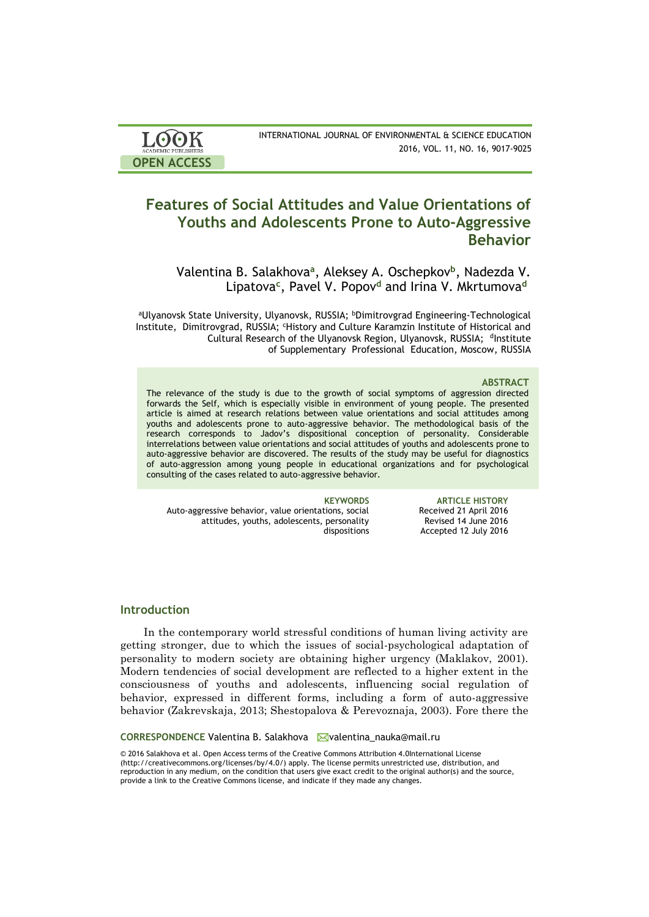LOOK ACADEMIC PUBLISHERS

OPEN ACCESS

INTERNATIONAL JOURNAL OF ENVIRONMENTAL & SCIENCE EDUCATION
2016, VOL. 11, NO. 16, 9017-9025

# Features of Social Attitudes and Value Orientations of Youths and Adolescents Prone to Auto-Aggressive Behavior

Valentina B. Salakhova[a], Aleksey A. Oschepkov[b], Nadezda V. Lipatova[c], Pavel V. Popov[d] and Irina V. Mkrtumova[d]

[a]Ulyanovsk State University, Ulyanovsk, RUSSIA; [b]Dimitrovgrad Engineering-Technological Institute, Dimitrovgrad, RUSSIA; [c]History and Culture Karamzin Institute of Historical and Cultural Research of the Ulyanovsk Region, Ulyanovsk, RUSSIA; [d]Institute of Supplementary Professional Education, Moscow, RUSSIA

**ABSTRACT**

The relevance of the study is due to the growth of social symptoms of aggression directed forwards the Self, which is especially visible in environment of young people. The presented article is aimed at research relations between value orientations and social attitudes among youths and adolescents prone to auto-aggressive behavior. The methodological basis of the research corresponds to Jadov's dispositional conception of personality. Considerable interrelations between value orientations and social attitudes of youths and adolescents prone to auto-aggressive behavior are discovered. The results of the study may be useful for diagnostics of auto-aggression among young people in educational organizations and for psychological consulting of the cases related to auto-aggressive behavior.

**KEYWORDS**
Auto-aggressive behavior, value orientations, social attitudes, youths, adolescents, personality dispositions

**ARTICLE HISTORY**
Received 21 April 2016
Revised 14 June 2016
Accepted 12 July 2016

## Introduction

In the contemporary world stressful conditions of human living activity are getting stronger, due to which the issues of social-psychological adaptation of personality to modern society are obtaining higher urgency (Maklakov, 2001). Modern tendencies of social development are reflected to a higher extent in the consciousness of youths and adolescents, influencing social regulation of behavior, expressed in different forms, including a form of auto-aggressive behavior (Zakrevskaja, 2013; Shestopalova & Perevoznaja, 2003). Fore there the

**CORRESPONDENCE** Valentina B. Salakhova ✉valentina_nauka@mail.ru

© 2016 Salakhova et al. Open Access terms of the Creative Commons Attribution 4.0International License (http://creativecommons.org/licenses/by/4.0/) apply. The license permits unrestricted use, distribution, and reproduction in any medium, on the condition that users give exact credit to the original author(s) and the source, provide a link to the Creative Commons license, and indicate if they made any changes.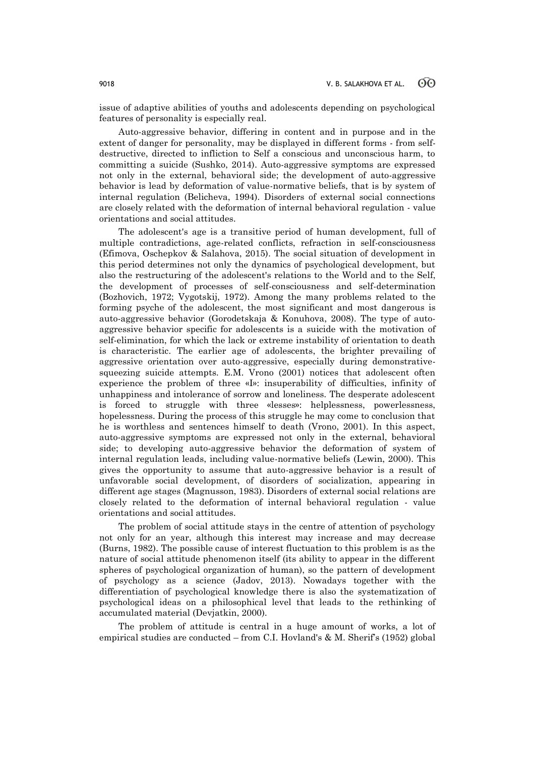issue of adaptive abilities of youths and adolescents depending on psychological features of personality is especially real.

Auto-aggressive behavior, differing in content and in purpose and in the extent of danger for personality, may be displayed in different forms - from self-destructive, directed to infliction to Self a conscious and unconscious harm, to committing a suicide (Sushko, 2014). Auto-aggressive symptoms are expressed not only in the external, behavioral side; the development of auto-aggressive behavior is lead by deformation of value-normative beliefs, that is by system of internal regulation (Belicheva, 1994). Disorders of external social connections are closely related with the deformation of internal behavioral regulation - value orientations and social attitudes.

The adolescent's age is a transitive period of human development, full of multiple contradictions, age-related conflicts, refraction in self-consciousness (Efimova, Oschepkov & Salahova, 2015). The social situation of development in this period determines not only the dynamics of psychological development, but also the restructuring of the adolescent's relations to the World and to the Self, the development of processes of self-consciousness and self-determination (Bozhovich, 1972; Vygotskij, 1972). Among the many problems related to the forming psyche of the adolescent, the most significant and most dangerous is auto-aggressive behavior (Gorodetskaja & Konuhova, 2008). The type of auto-aggressive behavior specific for adolescents is a suicide with the motivation of self-elimination, for which the lack or extreme instability of orientation to death is characteristic. The earlier age of adolescents, the brighter prevailing of aggressive orientation over auto-aggressive, especially during demonstrative-squeezing suicide attempts. E.M. Vrono (2001) notices that adolescent often experience the problem of three «I»: insuperability of difficulties, infinity of unhappiness and intolerance of sorrow and loneliness. The desperate adolescent is forced to struggle with three «lesses»: helplessness, powerlessness, hopelessness. During the process of this struggle he may come to conclusion that he is worthless and sentences himself to death (Vrono, 2001). In this aspect, auto-aggressive symptoms are expressed not only in the external, behavioral side; to developing auto-aggressive behavior the deformation of system of internal regulation leads, including value-normative beliefs (Lewin, 2000). This gives the opportunity to assume that auto-aggressive behavior is a result of unfavorable social development, of disorders of socialization, appearing in different age stages (Magnusson, 1983). Disorders of external social relations are closely related to the deformation of internal behavioral regulation - value orientations and social attitudes.

The problem of social attitude stays in the centre of attention of psychology not only for an year, although this interest may increase and may decrease (Burns, 1982). The possible cause of interest fluctuation to this problem is as the nature of social attitude phenomenon itself (its ability to appear in the different spheres of psychological organization of human), so the pattern of development of psychology as a science (Jadov, 2013). Nowadays together with the differentiation of psychological knowledge there is also the systematization of psychological ideas on a philosophical level that leads to the rethinking of accumulated material (Devjatkin, 2000).

The problem of attitude is central in a huge amount of works, a lot of empirical studies are conducted – from C.I. Hovland's & M. Sherif's (1952) global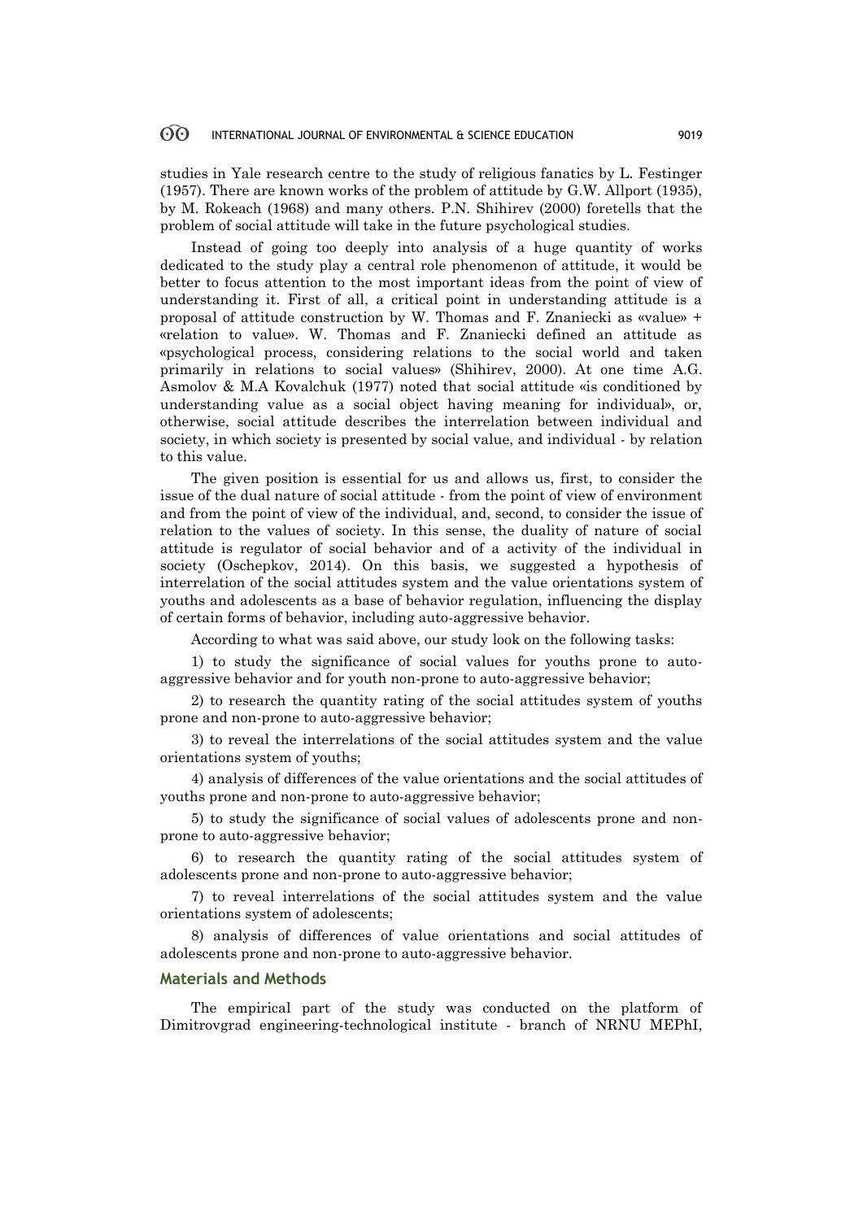studies in Yale research centre to the study of religious fanatics by L. Festinger (1957). There are known works of the problem of attitude by G.W. Allport (1935), by M. Rokeach (1968) and many others. P.N. Shihirev (2000) foretells that the problem of social attitude will take in the future psychological studies.

Instead of going too deeply into analysis of a huge quantity of works dedicated to the study play a central role phenomenon of attitude, it would be better to focus attention to the most important ideas from the point of view of understanding it. First of all, a critical point in understanding attitude is a proposal of attitude construction by W. Thomas and F. Znaniecki as «value» + «relation to value». W. Thomas and F. Znaniecki defined an attitude as «psychological process, considering relations to the social world and taken primarily in relations to social values» (Shihirev, 2000). At one time A.G. Asmolov & M.A Kovalchuk (1977) noted that social attitude «is conditioned by understanding value as a social object having meaning for individual», or, otherwise, social attitude describes the interrelation between individual and society, in which society is presented by social value, and individual - by relation to this value.

The given position is essential for us and allows us, first, to consider the issue of the dual nature of social attitude - from the point of view of environment and from the point of view of the individual, and, second, to consider the issue of relation to the values of society. In this sense, the duality of nature of social attitude is regulator of social behavior and of a activity of the individual in society (Oschepkov, 2014). On this basis, we suggested a hypothesis of interrelation of the social attitudes system and the value orientations system of youths and adolescents as a base of behavior regulation, influencing the display of certain forms of behavior, including auto-aggressive behavior.

According to what was said above, our study look on the following tasks:

1) to study the significance of social values for youths prone to auto-aggressive behavior and for youth non-prone to auto-aggressive behavior;

2) to research the quantity rating of the social attitudes system of youths prone and non-prone to auto-aggressive behavior;

3) to reveal the interrelations of the social attitudes system and the value orientations system of youths;

4) analysis of differences of the value orientations and the social attitudes of youths prone and non-prone to auto-aggressive behavior;

5) to study the significance of social values of adolescents prone and non-prone to auto-aggressive behavior;

6) to research the quantity rating of the social attitudes system of adolescents prone and non-prone to auto-aggressive behavior;

7) to reveal interrelations of the social attitudes system and the value orientations system of adolescents;

8) analysis of differences of value orientations and social attitudes of adolescents prone and non-prone to auto-aggressive behavior.

## Materials and Methods

The empirical part of the study was conducted on the platform of Dimitrovgrad engineering-technological institute - branch of NRNU MEPhI,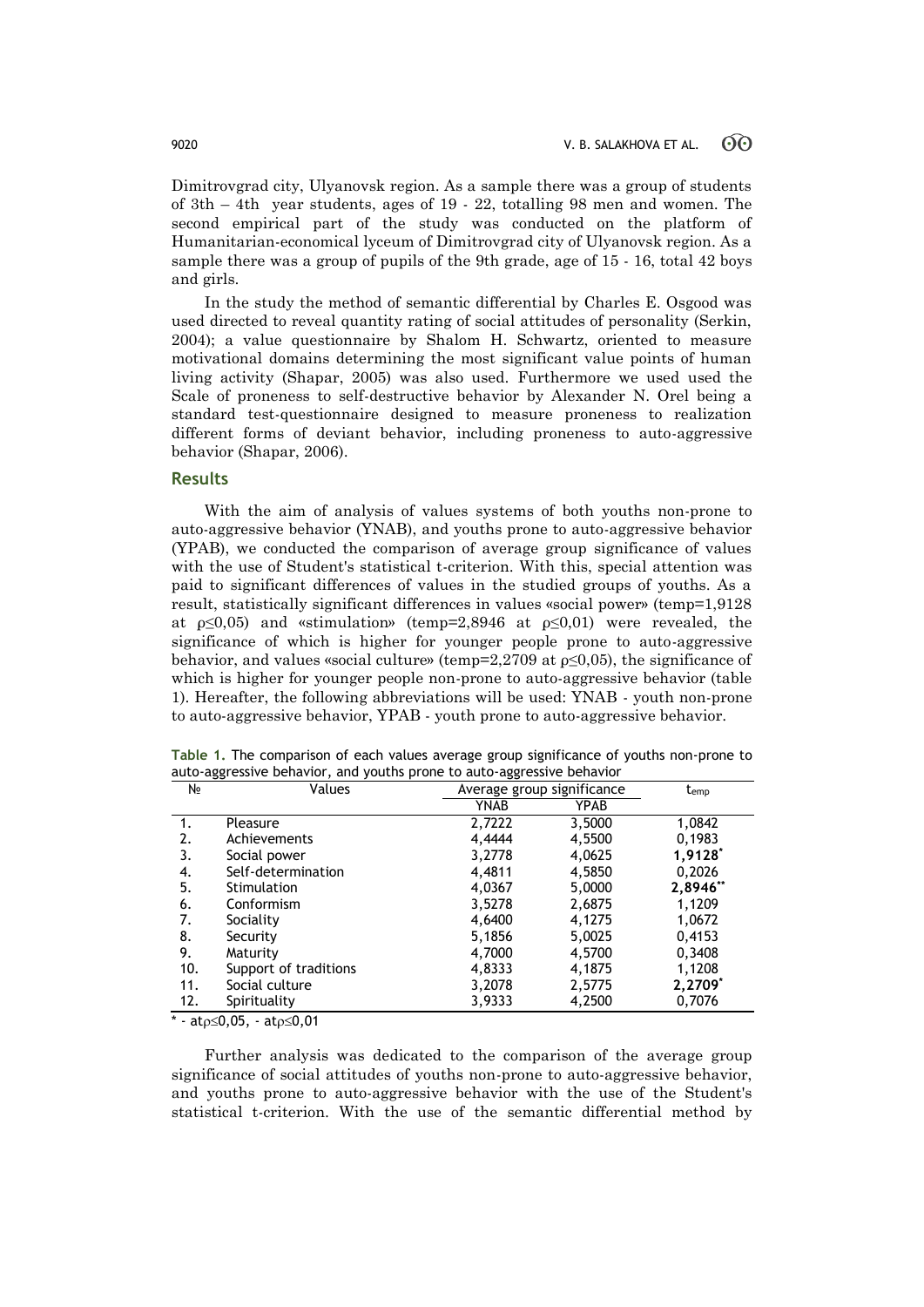Dimitrovgrad city, Ulyanovsk region. As a sample there was a group of students of 3th – 4th year students, ages of 19 - 22, totalling 98 men and women. The second empirical part of the study was conducted on the platform of Humanitarian-economical lyceum of Dimitrovgrad city of Ulyanovsk region. As a sample there was a group of pupils of the 9th grade, age of 15 - 16, total 42 boys and girls.

In the study the method of semantic differential by Charles E. Osgood was used directed to reveal quantity rating of social attitudes of personality (Serkin, 2004); a value questionnaire by Shalom H. Schwartz, oriented to measure motivational domains determining the most significant value points of human living activity (Shapar, 2005) was also used. Furthermore we used used the Scale of proneness to self-destructive behavior by Alexander N. Orel being a standard test-questionnaire designed to measure proneness to realization different forms of deviant behavior, including proneness to auto-aggressive behavior (Shapar, 2006).

## Results

With the aim of analysis of values systems of both youths non-prone to auto-aggressive behavior (YNAB), and youths prone to auto-aggressive behavior (YPAB), we conducted the comparison of average group significance of values with the use of Student's statistical t-criterion. With this, special attention was paid to significant differences of values in the studied groups of youths. As a result, statistically significant differences in values «social power» ($t_{emp}$=1,9128 at $\rho \leq 0{,}05$) and «stimulation» ($t_{emp}$=2,8946 at $\rho \leq 0{,}01$) were revealed, the significance of which is higher for younger people prone to auto-aggressive behavior, and values «social culture» ($t_{emp}$=2,2709 at $\rho \leq 0{,}05$), the significance of which is higher for younger people non-prone to auto-aggressive behavior (table 1). Hereafter, the following abbreviations will be used: YNAB - youth non-prone to auto-aggressive behavior, YPAB - youth prone to auto-aggressive behavior.

**Table 1.** The comparison of each values average group significance of youths non-prone to auto-aggressive behavior, and youths prone to auto-aggressive behavior

| № | Values | Average group significance | | $t_{emp}$ |
|---|---|---|---|---|
| | | YNAB | YPAB | |
| 1. | Pleasure | 2,7222 | 3,5000 | 1,0842 |
| 2. | Achievements | 4,4444 | 4,5500 | 0,1983 |
| 3. | Social power | 3,2778 | 4,0625 | **1,9128*** |
| 4. | Self-determination | 4,4811 | 4,5850 | 0,2026 |
| 5. | Stimulation | 4,0367 | 5,0000 | **2,8946**** |
| 6. | Conformism | 3,5278 | 2,6875 | 1,1209 |
| 7. | Sociality | 4,6400 | 4,1275 | 1,0672 |
| 8. | Security | 5,1856 | 5,0025 | 0,4153 |
| 9. | Maturity | 4,7000 | 4,5700 | 0,3408 |
| 10. | Support of traditions | 4,8333 | 4,1875 | 1,1208 |
| 11. | Social culture | 3,2078 | 2,5775 | **2,2709*** |
| 12. | Spirituality | 3,9333 | 4,2500 | 0,7076 |

\* - at $\rho \leq 0{,}05$, - at $\rho \leq 0{,}01$

Further analysis was dedicated to the comparison of the average group significance of social attitudes of youths non-prone to auto-aggressive behavior, and youths prone to auto-aggressive behavior with the use of the Student's statistical t-criterion. With the use of the semantic differential method by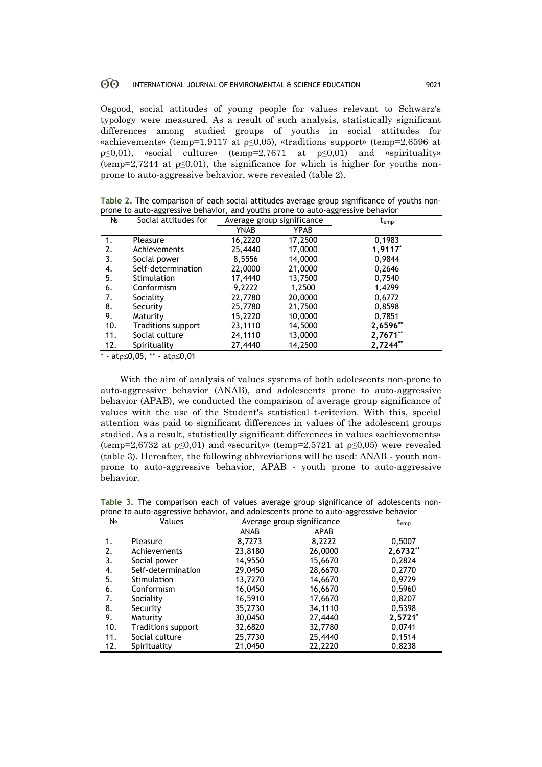Osgood, social attitudes of young people for values relevant to Schwarz's typology were measured. As a result of such analysis, statistically significant differences among studied groups of youths in social attitudes for «achievements» (temp=1,9117 at $\rho \leq 0,05$), «traditions support» (temp=2,6596 at $\rho \leq 0,01$), «social culture» (temp=2,7671 at $\rho \leq 0,01$) and «spirituality» (temp=2,7244 at $\rho \leq 0,01$), the significance for which is higher for youths non-prone to auto-aggressive behavior, were revealed (table 2).

**Table 2.** The comparison of each social attitudes average group significance of youths non-prone to auto-aggressive behavior, and youths prone to auto-aggressive behavior

| № | Social attitudes for | Average group significance | | $t_{emp}$ |
|---|---|---|---|---|
| | | YNAB | YPAB | |
| 1. | Pleasure | 16,2220 | 17,2500 | 0,1983 |
| 2. | Achievements | 25,4440 | 17,0000 | **1,9117*** |
| 3. | Social power | 8,5556 | 14,0000 | 0,9844 |
| 4. | Self-determination | 22,0000 | 21,0000 | 0,2646 |
| 5. | Stimulation | 17,4440 | 13,7500 | 0,7540 |
| 6. | Conformism | 9,2222 | 1,2500 | 1,4299 |
| 7. | Sociality | 22,7780 | 20,0000 | 0,6772 |
| 8. | Security | 25,7780 | 21,7500 | 0,8598 |
| 9. | Maturity | 15,2220 | 10,0000 | 0,7851 |
| 10. | Traditions support | 23,1110 | 14,5000 | **2,6596**** |
| 11. | Social culture | 24,1110 | 13,0000 | **2,7671**** |
| 12. | Spirituality | 27,4440 | 14,2500 | **2,7244**** |

\* - at $\rho \leq 0,05$, ** - at $\rho \leq 0,01$

With the aim of analysis of values systems of both adolescents non-prone to auto-aggressive behavior (ANAB), and adolescents prone to auto-aggressive behavior (APAB), we conducted the comparison of average group significance of values with the use of the Student's statistical t-criterion. With this, special attention was paid to significant differences in values of the adolescent groups stadied. As a result, statistically significant differences in values «achievements» (temp=2,6732 at $\rho \leq 0,01$) and «security» (temp=2,5721 at $\rho \leq 0,05$) were revealed (table 3). Hereafter, the following abbreviations will be used: ANAB - youth non-prone to auto-aggressive behavior, APAB - youth prone to auto-aggressive behavior.

**Table 3.** The comparison each of values average group significance of adolescents non-prone to auto-aggressive behavior, and adolescents prone to auto-aggressive behavior

| № | Values | Average group significance | | $t_{emp}$ |
|---|---|---|---|---|
| | | ANAB | APAB | |
| 1. | Pleasure | 8,7273 | 8,2222 | 0,5007 |
| 2. | Achievements | 23,8180 | 26,0000 | **2,6732**** |
| 3. | Social power | 14,9550 | 15,6670 | 0,2824 |
| 4. | Self-determination | 29,0450 | 28,6670 | 0,2770 |
| 5. | Stimulation | 13,7270 | 14,6670 | 0,9729 |
| 6. | Conformism | 16,0450 | 16,6670 | 0,5960 |
| 7. | Sociality | 16,5910 | 17,6670 | 0,8207 |
| 8. | Security | 35,2730 | 34,1110 | 0,5398 |
| 9. | Maturity | 30,0450 | 27,4440 | **2,5721*** |
| 10. | Traditions support | 32,6820 | 32,7780 | 0,0741 |
| 11. | Social culture | 25,7730 | 25,4440 | 0,1514 |
| 12. | Spirituality | 21,0450 | 22,2220 | 0,8238 |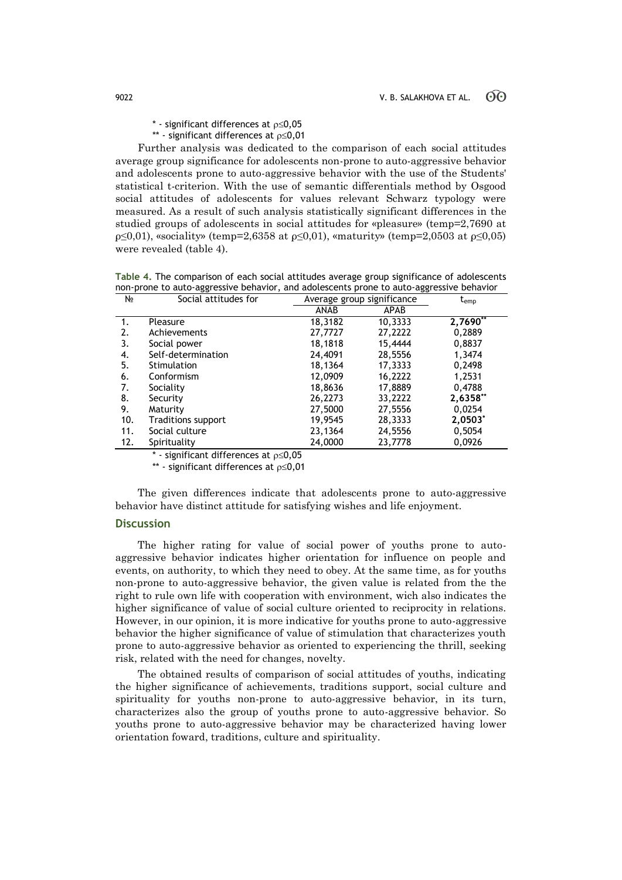\* - significant differences at $\rho \leq 0{,}05$

\*\* - significant differences at $\rho \leq 0{,}01$

Further analysis was dedicated to the comparison of each social attitudes average group significance for adolescents non-prone to auto-aggressive behavior and adolescents prone to auto-aggressive behavior with the use of the Students' statistical t-criterion. With the use of semantic differentials method by Osgood social attitudes of adolescents for values relevant Schwarz typology were measured. As a result of such analysis statistically significant differences in the studied groups of adolescents in social attitudes for «pleasure» (temp=2,7690 at $\rho \leq 0{,}01$), «sociality» (temp=2,6358 at $\rho \leq 0{,}01$), «maturity» (temp=2,0503 at $\rho \leq 0{,}05$) were revealed (table 4).

**Table 4.** The comparison of each social attitudes average group significance of adolescents non-prone to auto-aggressive behavior, and adolescents prone to auto-aggressive behavior

| № | Social attitudes for | Average group significance | | $t_{emp}$ |
|---|---|---|---|---|
| | | ANAB | APAB | |
| 1. | Pleasure | 18,3182 | 10,3333 | **2,7690**\*\* |
| 2. | Achievements | 27,7727 | 27,2222 | 0,2889 |
| 3. | Social power | 18,1818 | 15,4444 | 0,8837 |
| 4. | Self-determination | 24,4091 | 28,5556 | 1,3474 |
| 5. | Stimulation | 18,1364 | 17,3333 | 0,2498 |
| 6. | Conformism | 12,0909 | 16,2222 | 1,2531 |
| 7. | Sociality | 18,8636 | 17,8889 | 0,4788 |
| 8. | Security | 26,2273 | 33,2222 | **2,6358**\*\* |
| 9. | Maturity | 27,5000 | 27,5556 | 0,0254 |
| 10. | Traditions support | 19,9545 | 28,3333 | **2,0503**\* |
| 11. | Social culture | 23,1364 | 24,5556 | 0,5054 |
| 12. | Spirituality | 24,0000 | 23,7778 | 0,0926 |

\* - significant differences at $\rho \leq 0{,}05$

\*\* - significant differences at $\rho \leq 0{,}01$

The given differences indicate that adolescents prone to auto-aggressive behavior have distinct attitude for satisfying wishes and life enjoyment.

## Discussion

The higher rating for value of social power of youths prone to auto-aggressive behavior indicates higher orientation for influence on people and events, on authority, to which they need to obey. At the same time, as for youths non-prone to auto-aggressive behavior, the given value is related from the the right to rule own life with cooperation with environment, wich also indicates the higher significance of value of social culture oriented to reciprocity in relations. However, in our opinion, it is more indicative for youths prone to auto-aggressive behavior the higher significance of value of stimulation that characterizes youth prone to auto-aggressive behavior as oriented to experiencing the thrill, seeking risk, related with the need for changes, novelty.

The obtained results of comparison of social attitudes of youths, indicating the higher significance of achievements, traditions support, social culture and spirituality for youths non-prone to auto-aggressive behavior, in its turn, characterizes also the group of youths prone to auto-aggressive behavior. So youths prone to auto-aggressive behavior may be characterized having lower orientation foward, traditions, culture and spirituality.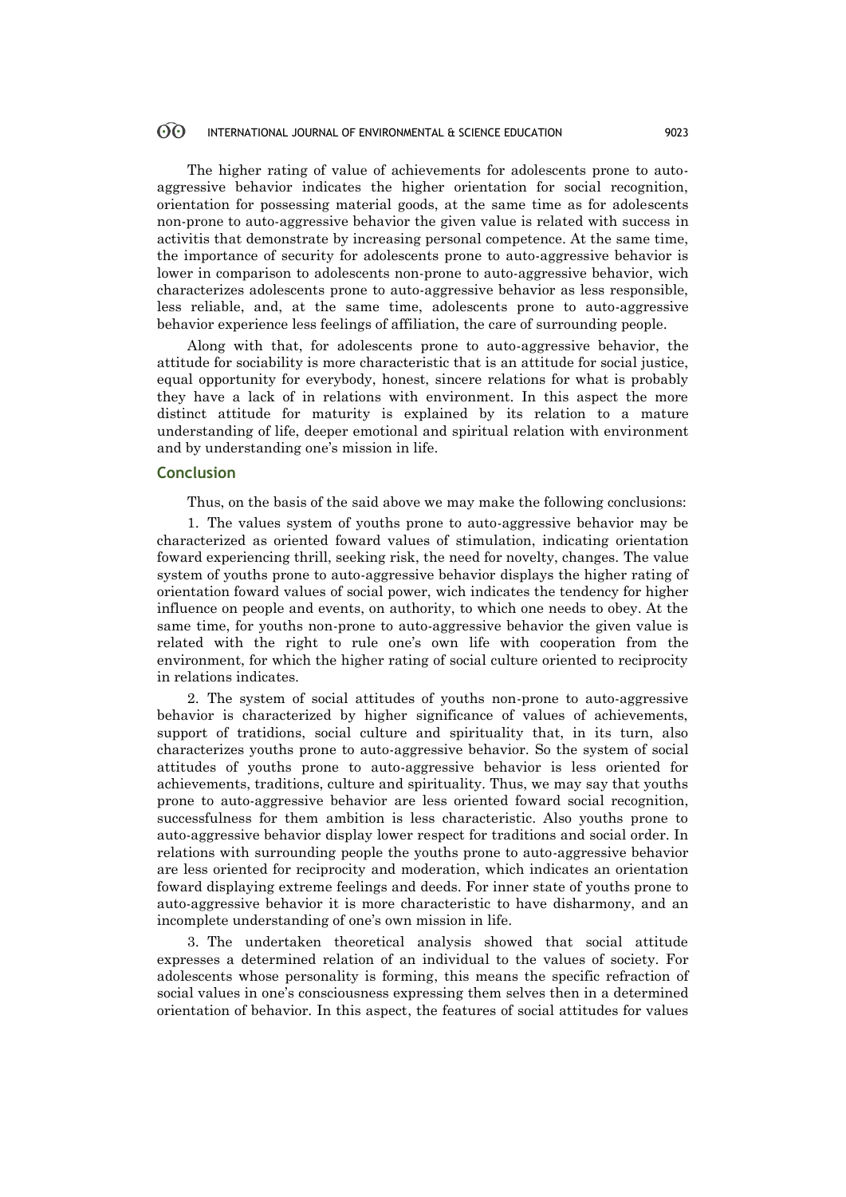The higher rating of value of achievements for adolescents prone to auto-aggressive behavior indicates the higher orientation for social recognition, orientation for possessing material goods, at the same time as for adolescents non-prone to auto-aggressive behavior the given value is related with success in activitis that demonstrate by increasing personal competence. At the same time, the importance of security for adolescents prone to auto-aggressive behavior is lower in comparison to adolescents non-prone to auto-aggressive behavior, wich characterizes adolescents prone to auto-aggressive behavior as less responsible, less reliable, and, at the same time, adolescents prone to auto-aggressive behavior experience less feelings of affiliation, the care of surrounding people.

Along with that, for adolescents prone to auto-aggressive behavior, the attitude for sociability is more characteristic that is an attitude for social justice, equal opportunity for everybody, honest, sincere relations for what is probably they have a lack of in relations with environment. In this aspect the more distinct attitude for maturity is explained by its relation to a mature understanding of life, deeper emotional and spiritual relation with environment and by understanding one's mission in life.

## Conclusion

Thus, on the basis of the said above we may make the following conclusions:

1. The values system of youths prone to auto-aggressive behavior may be characterized as oriented foward values of stimulation, indicating orientation foward experiencing thrill, seeking risk, the need for novelty, changes. The value system of youths prone to auto-aggressive behavior displays the higher rating of orientation foward values of social power, wich indicates the tendency for higher influence on people and events, on authority, to which one needs to obey. At the same time, for youths non-prone to auto-aggressive behavior the given value is related with the right to rule one's own life with cooperation from the environment, for which the higher rating of social culture oriented to reciprocity in relations indicates.

2. The system of social attitudes of youths non-prone to auto-aggressive behavior is characterized by higher significance of values of achievements, support of tratidions, social culture and spirituality that, in its turn, also characterizes youths prone to auto-aggressive behavior. So the system of social attitudes of youths prone to auto-aggressive behavior is less oriented for achievements, traditions, culture and spirituality. Thus, we may say that youths prone to auto-aggressive behavior are less oriented foward social recognition, successfulness for them ambition is less characteristic. Also youths prone to auto-aggressive behavior display lower respect for traditions and social order. In relations with surrounding people the youths prone to auto-aggressive behavior are less oriented for reciprocity and moderation, which indicates an orientation foward displaying extreme feelings and deeds. For inner state of youths prone to auto-aggressive behavior it is more characteristic to have disharmony, and an incomplete understanding of one's own mission in life.

3. The undertaken theoretical analysis showed that social attitude expresses a determined relation of an individual to the values of society. For adolescents whose personality is forming, this means the specific refraction of social values in one's consciousness expressing them selves then in a determined orientation of behavior. In this aspect, the features of social attitudes for values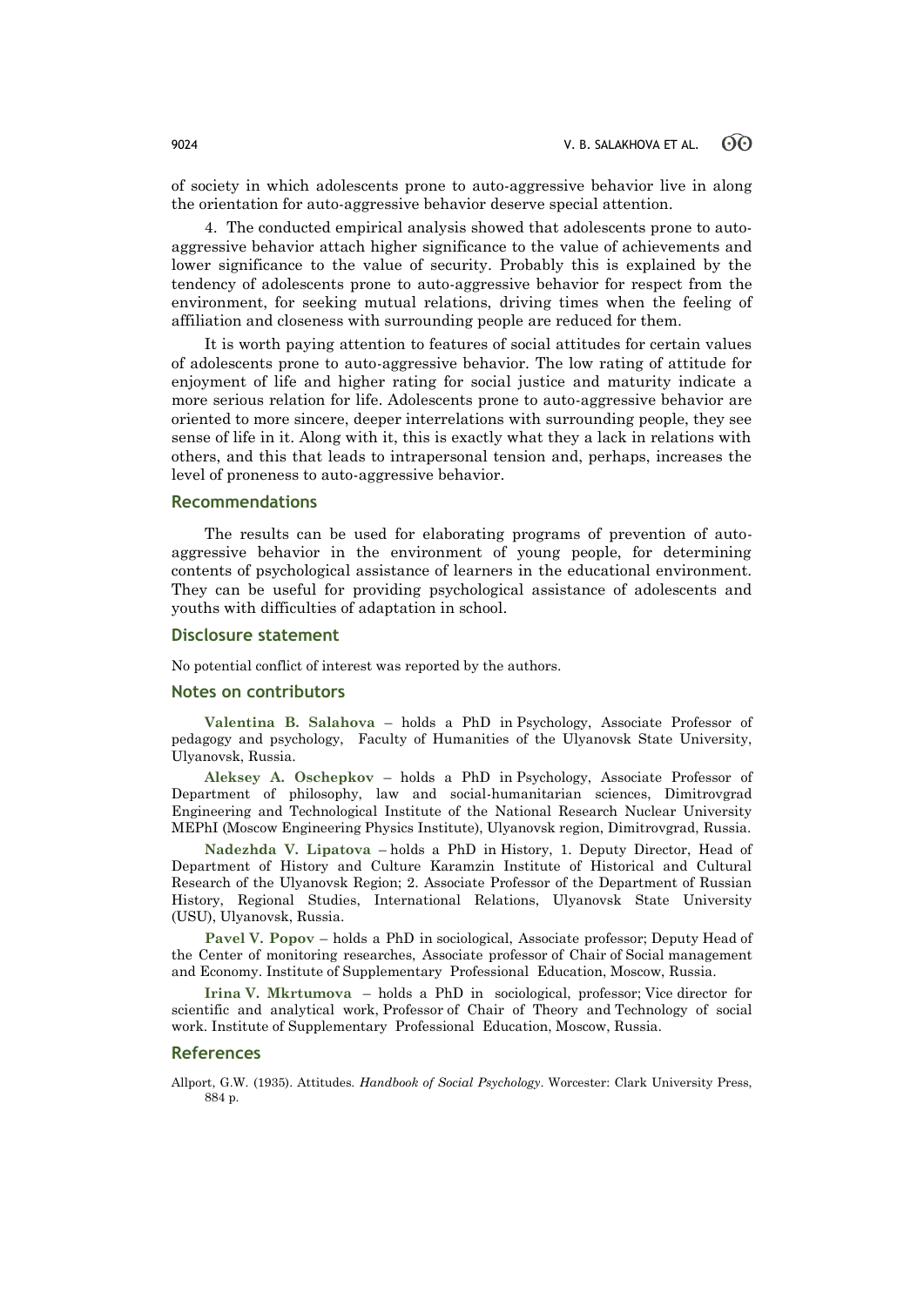of society in which adolescents prone to auto-aggressive behavior live in along the orientation for auto-aggressive behavior deserve special attention.

4. The conducted empirical analysis showed that adolescents prone to auto-aggressive behavior attach higher significance to the value of achievements and lower significance to the value of security. Probably this is explained by the tendency of adolescents prone to auto-aggressive behavior for respect from the environment, for seeking mutual relations, driving times when the feeling of affiliation and closeness with surrounding people are reduced for them.

It is worth paying attention to features of social attitudes for certain values of adolescents prone to auto-aggressive behavior. The low rating of attitude for enjoyment of life and higher rating for social justice and maturity indicate a more serious relation for life. Adolescents prone to auto-aggressive behavior are oriented to more sincere, deeper interrelations with surrounding people, they see sense of life in it. Along with it, this is exactly what they a lack in relations with others, and this that leads to intrapersonal tension and, perhaps, increases the level of proneness to auto-aggressive behavior.

## Recommendations

The results can be used for elaborating programs of prevention of auto-aggressive behavior in the environment of young people, for determining contents of psychological assistance of learners in the educational environment. They can be useful for providing psychological assistance of adolescents and youths with difficulties of adaptation in school.

## Disclosure statement

No potential conflict of interest was reported by the authors.

## Notes on contributors

**Valentina B. Salahova** – holds a PhD in Psychology, Associate Professor of pedagogy and psychology, Faculty of Humanities of the Ulyanovsk State University, Ulyanovsk, Russia.

**Aleksey A. Oschepkov** – holds a PhD in Psychology, Associate Professor of Department of philosophy, law and social-humanitarian sciences, Dimitrovgrad Engineering and Technological Institute of the National Research Nuclear University MEPhI (Moscow Engineering Physics Institute), Ulyanovsk region, Dimitrovgrad, Russia.

**Nadezhda V. Lipatova** – holds a PhD in History, 1. Deputy Director, Head of Department of History and Culture Karamzin Institute of Historical and Cultural Research of the Ulyanovsk Region; 2. Associate Professor of the Department of Russian History, Regional Studies, International Relations, Ulyanovsk State University (USU), Ulyanovsk, Russia.

**Pavel V. Popov** – holds a PhD in sociological, Associate professor; Deputy Head of the Center of monitoring researches, Associate professor of Chair of Social management and Economy. Institute of Supplementary Professional Education, Moscow, Russia.

**Irina V. Mkrtumova** – holds a PhD in sociological, professor; Vice director for scientific and analytical work, Professor of Chair of Theory and Technology of social work. Institute of Supplementary Professional Education, Moscow, Russia.

## References

Allport, G.W. (1935). Attitudes. *Handbook of Social Psychology*. Worcester: Clark University Press, 884 p.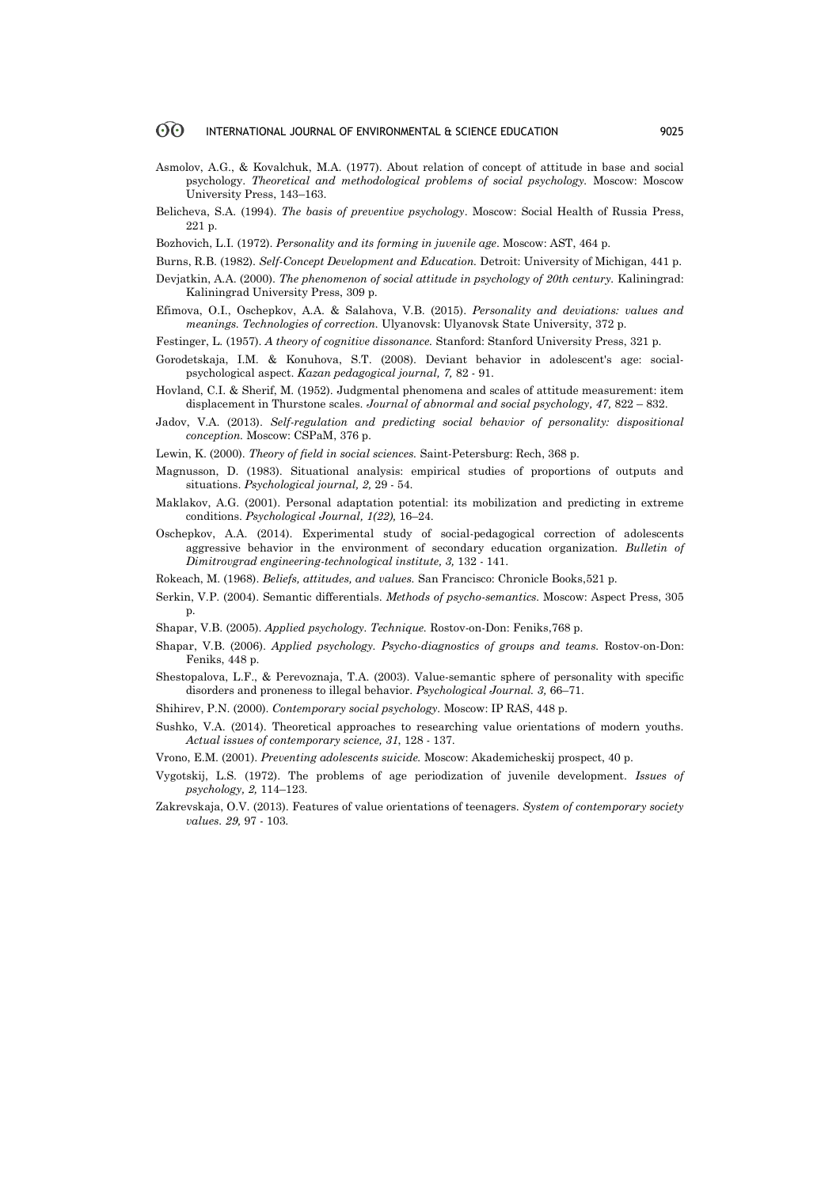Asmolov, A.G., & Kovalchuk, M.A. (1977). About relation of concept of attitude in base and social psychology. *Theoretical and methodological problems of social psychology.* Moscow: Moscow University Press, 143–163.

Belicheva, S.A. (1994). *The basis of preventive psychology*. Moscow: Social Health of Russia Press, 221 p.

Bozhovich, L.I. (1972). *Personality and its forming in juvenile age*. Moscow: AST, 464 p.

Burns, R.B. (1982). *Self-Concept Development and Education.* Detroit: University of Michigan, 441 p.

Devjatkin, A.A. (2000). *The phenomenon of social attitude in psychology of 20th century.* Kaliningrad: Kaliningrad University Press, 309 p.

Efimova, O.I., Oschepkov, A.A. & Salahova, V.B. (2015). *Personality and deviations: values and meanings. Technologies of correction.* Ulyanovsk: Ulyanovsk State University, 372 p.

Festinger, L. (1957). *A theory of cognitive dissonance.* Stanford: Stanford University Press, 321 p.

Gorodetskaja, I.M. & Konuhova, S.T. (2008). Deviant behavior in adolescent's age: social-psychological aspect. *Kazan pedagogical journal, 7,* 82 - 91.

Hovland, C.I. & Sherif, M. (1952). Judgmental phenomena and scales of attitude measurement: item displacement in Thurstone scales. *Journal of abnormal and social psychology, 47,* 822 – 832.

Jadov, V.A. (2013). *Self-regulation and predicting social behavior of personality: dispositional conception.* Moscow: CSPaM, 376 p.

Lewin, K. (2000). *Theory of field in social sciences.* Saint-Petersburg: Rech, 368 p.

Magnusson, D. (1983). Situational analysis: empirical studies of proportions of outputs and situations. *Psychological journal, 2,* 29 - 54.

Maklakov, A.G. (2001). Personal adaptation potential: its mobilization and predicting in extreme conditions. *Psychological Journal, 1(22),* 16–24.

Oschepkov, A.A. (2014). Experimental study of social-pedagogical correction of adolescents aggressive behavior in the environment of secondary education organization. *Bulletin of Dimitrovgrad engineering-technological institute, 3,* 132 - 141.

Rokeach, M. (1968). *Beliefs, attitudes, and values.* San Francisco: Chronicle Books,521 p.

Serkin, V.P. (2004). Semantic differentials. *Methods of psycho-semantics.* Moscow: Aspect Press, 305 p.

Shapar, V.B. (2005). *Applied psychology. Technique.* Rostov-on-Don: Feniks,768 p.

Shapar, V.B. (2006). *Applied psychology. Psycho-diagnostics of groups and teams.* Rostov-on-Don: Feniks, 448 p.

Shestopalova, L.F., & Perevoznaja, T.A. (2003). Value-semantic sphere of personality with specific disorders and proneness to illegal behavior. *Psychological Journal. 3,* 66–71.

Shihirev, P.N. (2000). *Contemporary social psychology.* Moscow: IP RAS, 448 p.

Sushko, V.A. (2014). Theoretical approaches to researching value orientations of modern youths. *Actual issues of contemporary science, 31,* 128 - 137.

Vrono, E.M. (2001). *Preventing adolescents suicide.* Moscow: Akademicheskij prospect, 40 p.

Vygotskij, L.S. (1972). The problems of age periodization of juvenile development. *Issues of psychology, 2,* 114–123.

Zakrevskaja, O.V. (2013). Features of value orientations of teenagers. *System of contemporary society values. 29,* 97 - 103.